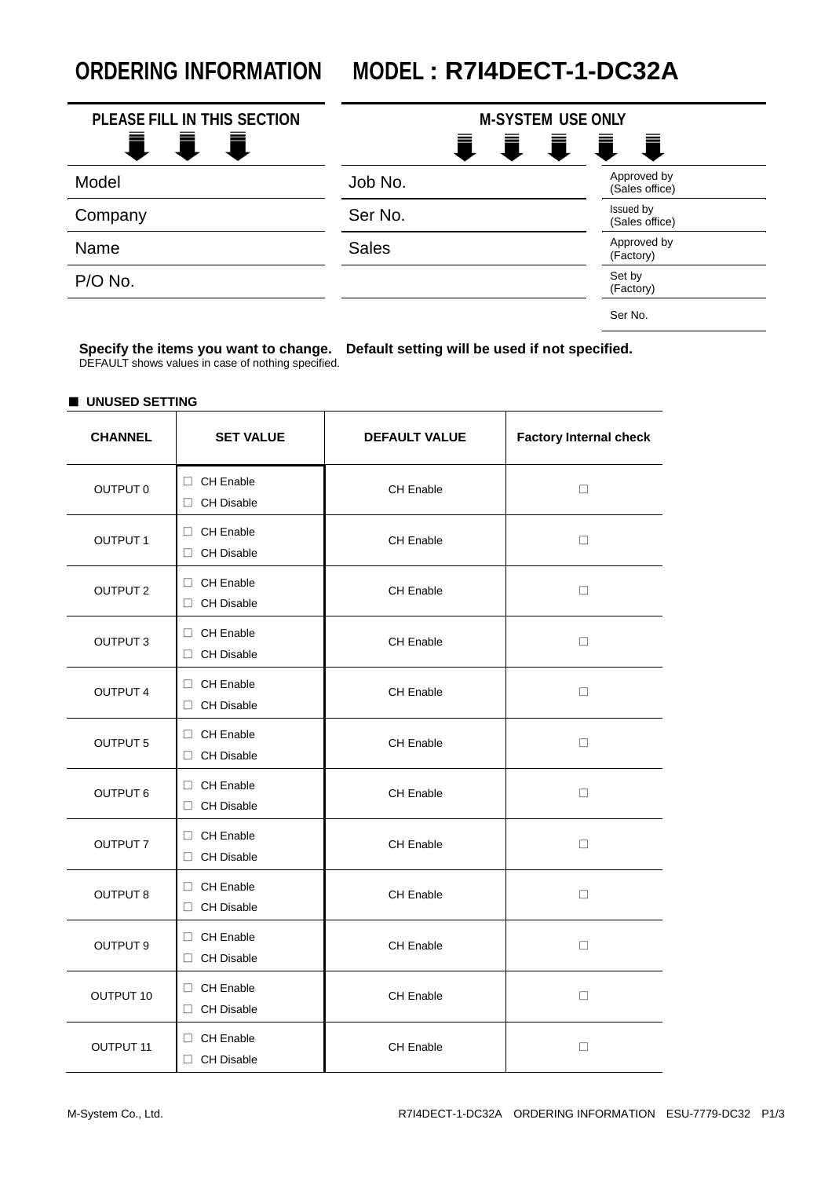# ORDERING INFORMATION　MODEL : R7I4DECT-1-DC32A

| PLEASE FILL IN THIS SECTION | M-SYSTEM USE ONLY | |
|---|---|---|
| Model | Job No. | Approved by (Sales office) |
| Company | Ser No. | Issued by (Sales office) |
| Name | Sales | Approved by (Factory) |
| P/O No. | | Set by (Factory) |
| | | Ser No. |

**Specify the items you want to change.　Default setting will be used if not specified.**
DEFAULT shows values in case of nothing specified.

## ■ UNUSED SETTING

| CHANNEL | SET VALUE | DEFAULT VALUE | Factory Internal check |
|---|---|---|---|
| OUTPUT 0 | □ CH Enable □ CH Disable | CH Enable | □ |
| OUTPUT 1 | □ CH Enable □ CH Disable | CH Enable | □ |
| OUTPUT 2 | □ CH Enable □ CH Disable | CH Enable | □ |
| OUTPUT 3 | □ CH Enable □ CH Disable | CH Enable | □ |
| OUTPUT 4 | □ CH Enable □ CH Disable | CH Enable | □ |
| OUTPUT 5 | □ CH Enable □ CH Disable | CH Enable | □ |
| OUTPUT 6 | □ CH Enable □ CH Disable | CH Enable | □ |
| OUTPUT 7 | □ CH Enable □ CH Disable | CH Enable | □ |
| OUTPUT 8 | □ CH Enable □ CH Disable | CH Enable | □ |
| OUTPUT 9 | □ CH Enable □ CH Disable | CH Enable | □ |
| OUTPUT 10 | □ CH Enable □ CH Disable | CH Enable | □ |
| OUTPUT 11 | □ CH Enable □ CH Disable | CH Enable | □ |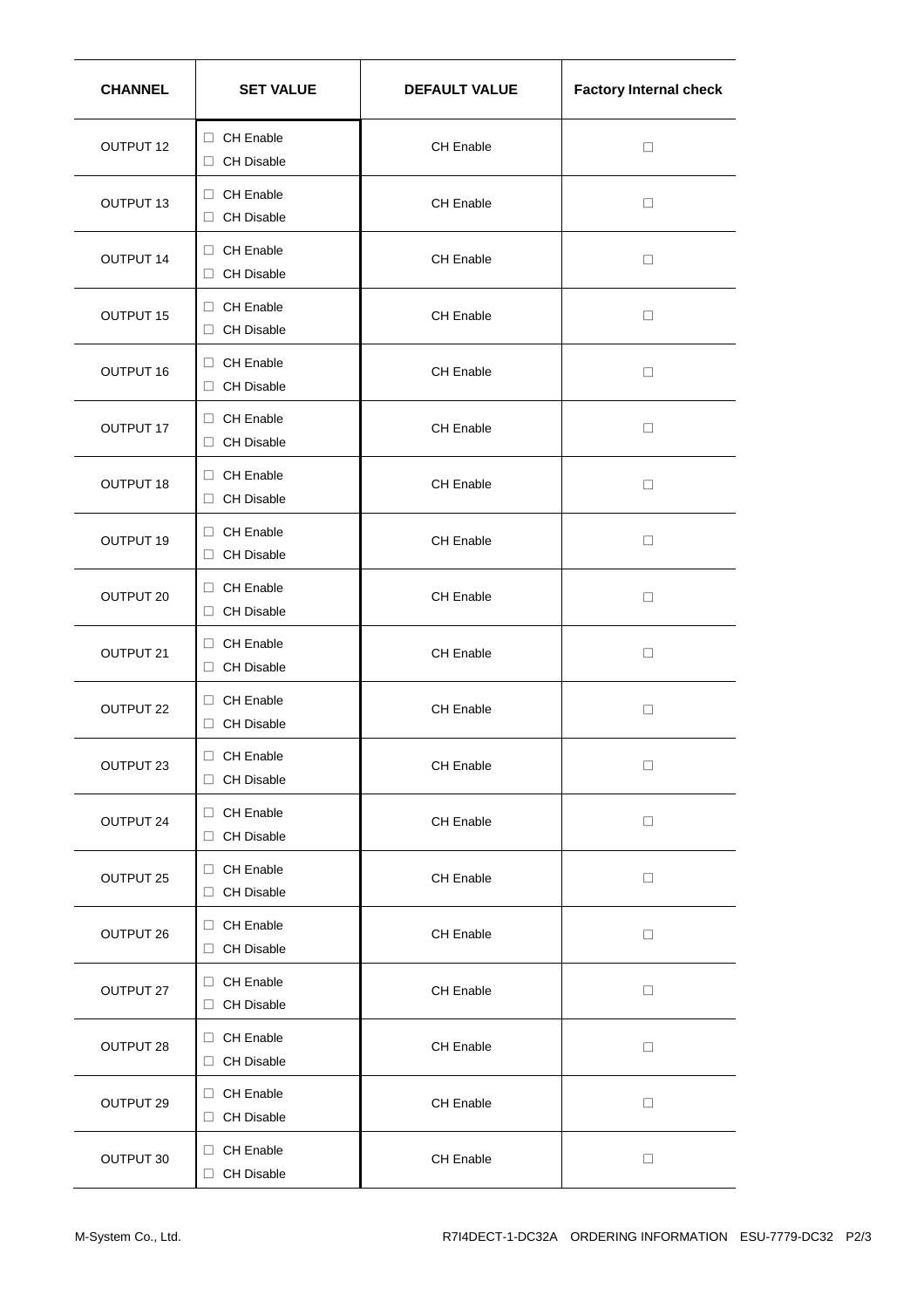| CHANNEL | SET VALUE | DEFAULT VALUE | Factory Internal check |
|---|---|---|---|
| OUTPUT 12 | □ CH Enable<br>□ CH Disable | CH Enable | □ |
| OUTPUT 13 | □ CH Enable<br>□ CH Disable | CH Enable | □ |
| OUTPUT 14 | □ CH Enable<br>□ CH Disable | CH Enable | □ |
| OUTPUT 15 | □ CH Enable<br>□ CH Disable | CH Enable | □ |
| OUTPUT 16 | □ CH Enable<br>□ CH Disable | CH Enable | □ |
| OUTPUT 17 | □ CH Enable<br>□ CH Disable | CH Enable | □ |
| OUTPUT 18 | □ CH Enable<br>□ CH Disable | CH Enable | □ |
| OUTPUT 19 | □ CH Enable<br>□ CH Disable | CH Enable | □ |
| OUTPUT 20 | □ CH Enable<br>□ CH Disable | CH Enable | □ |
| OUTPUT 21 | □ CH Enable<br>□ CH Disable | CH Enable | □ |
| OUTPUT 22 | □ CH Enable<br>□ CH Disable | CH Enable | □ |
| OUTPUT 23 | □ CH Enable<br>□ CH Disable | CH Enable | □ |
| OUTPUT 24 | □ CH Enable<br>□ CH Disable | CH Enable | □ |
| OUTPUT 25 | □ CH Enable<br>□ CH Disable | CH Enable | □ |
| OUTPUT 26 | □ CH Enable<br>□ CH Disable | CH Enable | □ |
| OUTPUT 27 | □ CH Enable<br>□ CH Disable | CH Enable | □ |
| OUTPUT 28 | □ CH Enable<br>□ CH Disable | CH Enable | □ |
| OUTPUT 29 | □ CH Enable<br>□ CH Disable | CH Enable | □ |
| OUTPUT 30 | □ CH Enable<br>□ CH Disable | CH Enable | □ |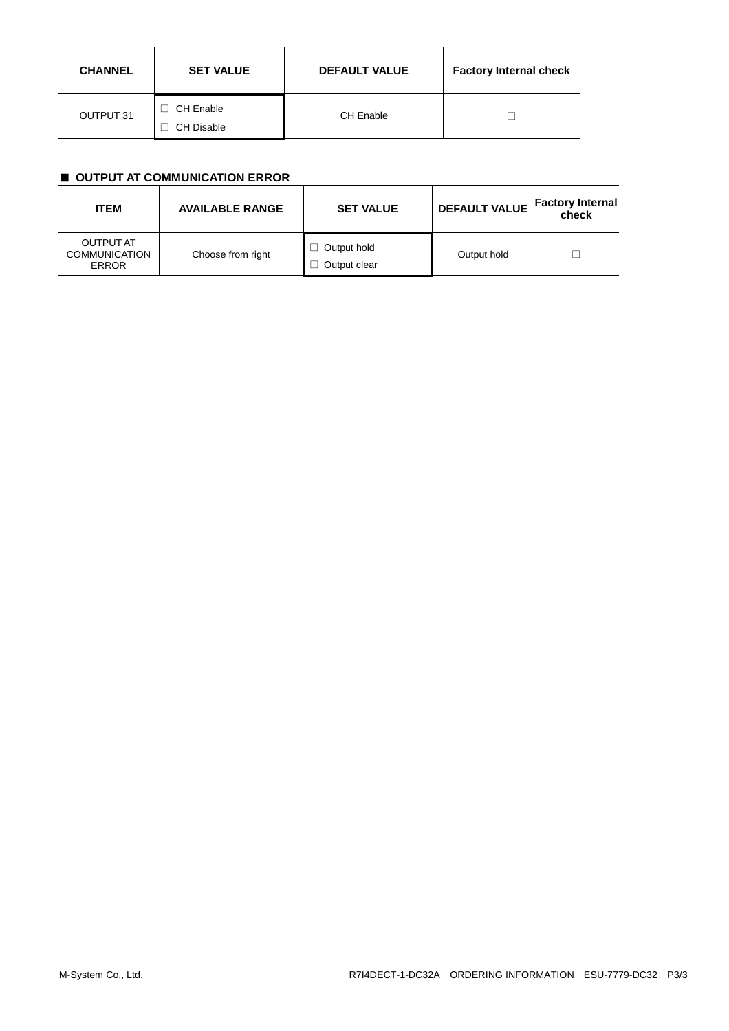| CHANNEL | SET VALUE | DEFAULT VALUE | Factory Internal check |
|---|---|---|---|
| OUTPUT 31 | ☐ CH Enable<br>☐ CH Disable | CH Enable | ☐ |

## ■ OUTPUT AT COMMUNICATION ERROR

| ITEM | AVAILABLE RANGE | SET VALUE | DEFAULT VALUE | Factory Internal check |
|---|---|---|---|---|
| OUTPUT AT COMMUNICATION ERROR | Choose from right | ☐ Output hold<br>☐ Output clear | Output hold | ☐ |